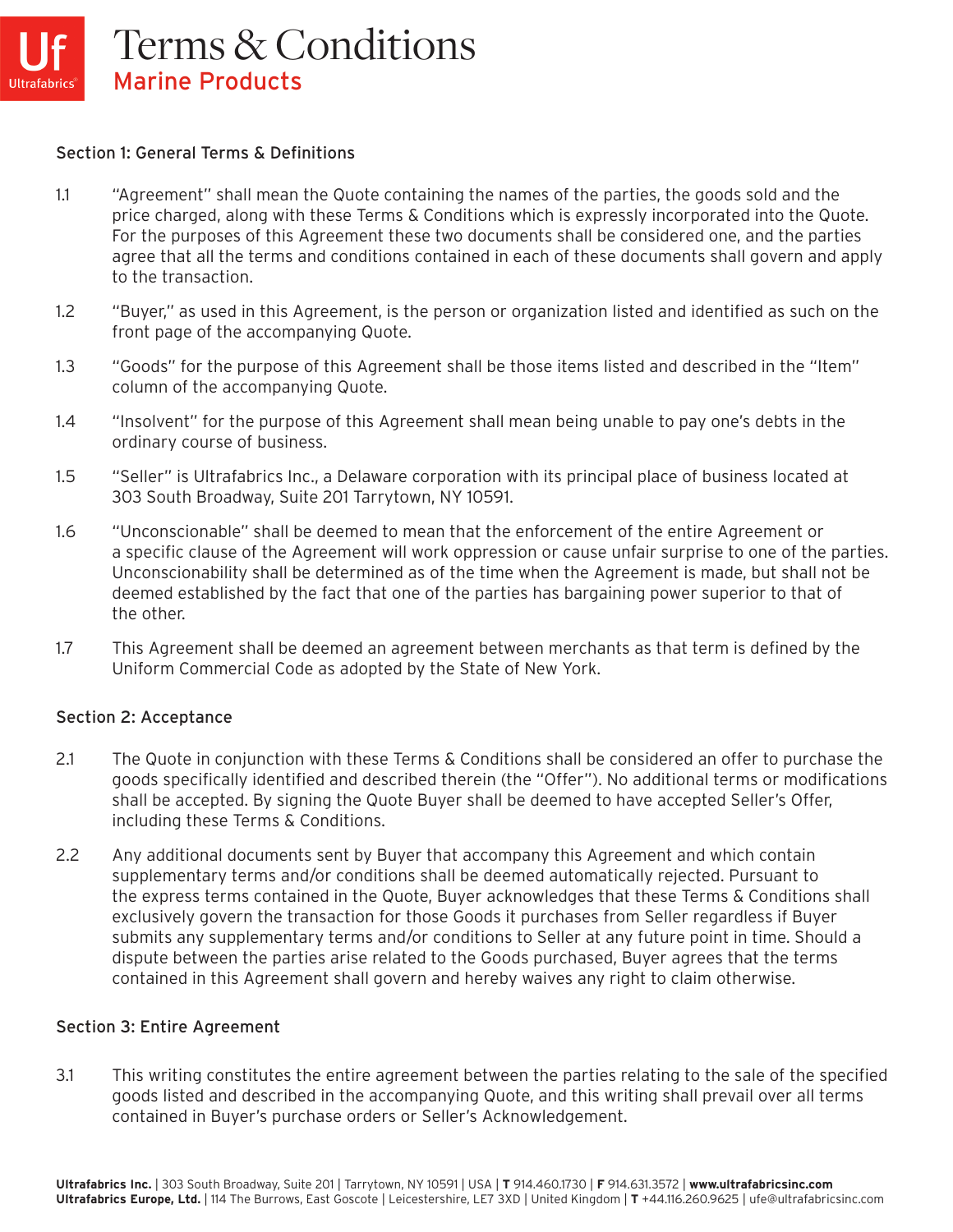# Terms & Conditions

## Marine Products

### Section 1: General Terms & Definitions

1.1 "Agreement" shall mean the Quote containing the names of the parties, the goods sold and the price charged, along with these Terms & Conditions which is expressly incorporated into the Quote. For the purposes of this Agreement these two documents shall be considered one, and the parties agree that all the terms and conditions contained in each of these documents shall govern and apply to the transaction.

1.2 "Buyer," as used in this Agreement, is the person or organization listed and identified as such on the front page of the accompanying Quote.

1.3 "Goods" for the purpose of this Agreement shall be those items listed and described in the "Item" column of the accompanying Quote.

1.4 "Insolvent" for the purpose of this Agreement shall mean being unable to pay one's debts in the ordinary course of business.

1.5 "Seller" is Ultrafabrics Inc., a Delaware corporation with its principal place of business located at 303 South Broadway, Suite 201 Tarrytown, NY 10591.

1.6 "Unconscionable" shall be deemed to mean that the enforcement of the entire Agreement or a specific clause of the Agreement will work oppression or cause unfair surprise to one of the parties. Unconscionability shall be determined as of the time when the Agreement is made, but shall not be deemed established by the fact that one of the parties has bargaining power superior to that of the other.

1.7 This Agreement shall be deemed an agreement between merchants as that term is defined by the Uniform Commercial Code as adopted by the State of New York.

### Section 2: Acceptance

2.1 The Quote in conjunction with these Terms & Conditions shall be considered an offer to purchase the goods specifically identified and described therein (the "Offer"). No additional terms or modifications shall be accepted. By signing the Quote Buyer shall be deemed to have accepted Seller's Offer, including these Terms & Conditions.

2.2 Any additional documents sent by Buyer that accompany this Agreement and which contain supplementary terms and/or conditions shall be deemed automatically rejected. Pursuant to the express terms contained in the Quote, Buyer acknowledges that these Terms & Conditions shall exclusively govern the transaction for those Goods it purchases from Seller regardless if Buyer submits any supplementary terms and/or conditions to Seller at any future point in time. Should a dispute between the parties arise related to the Goods purchased, Buyer agrees that the terms contained in this Agreement shall govern and hereby waives any right to claim otherwise.

### Section 3: Entire Agreement

3.1 This writing constitutes the entire agreement between the parties relating to the sale of the specified goods listed and described in the accompanying Quote, and this writing shall prevail over all terms contained in Buyer's purchase orders or Seller's Acknowledgement.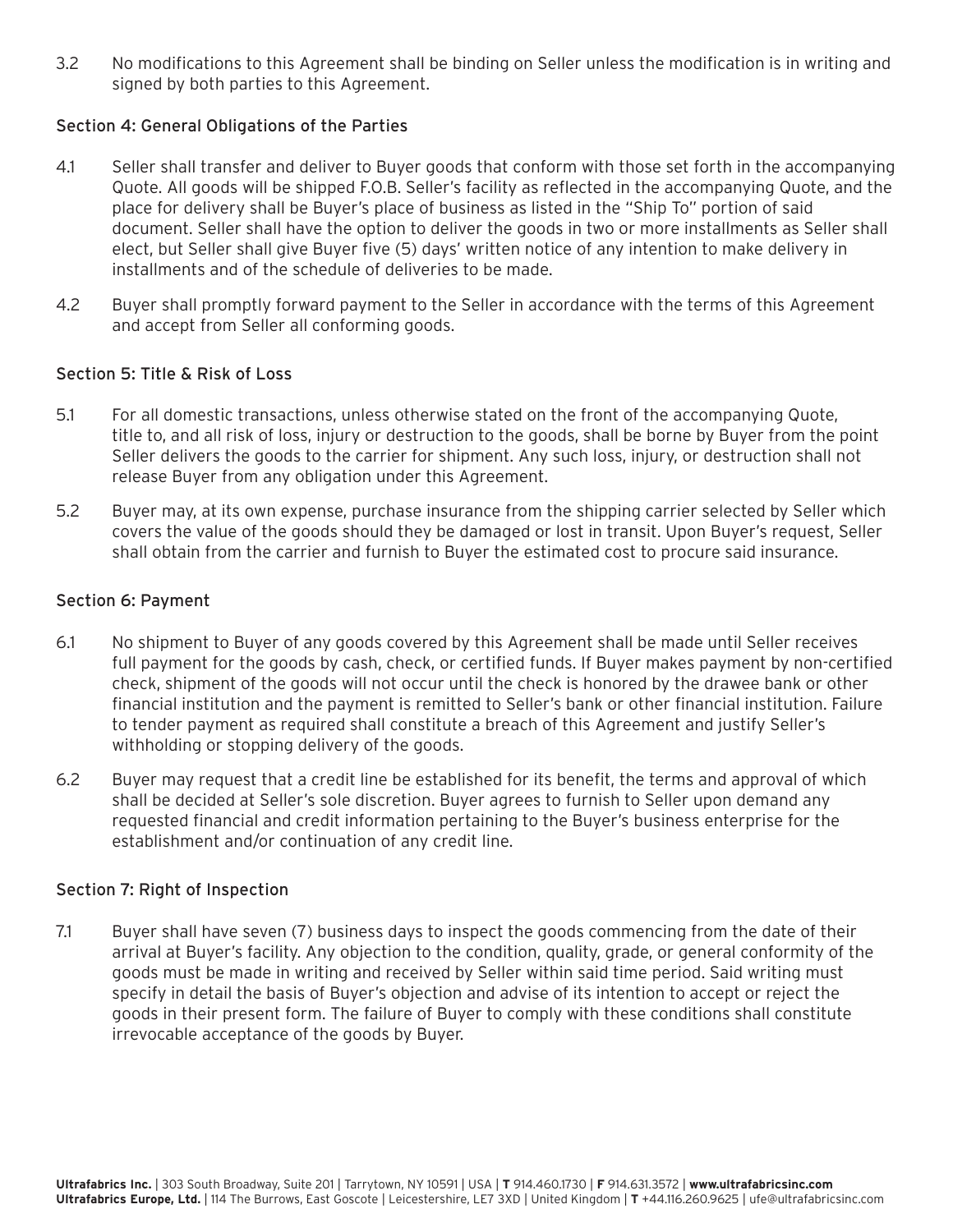3.2 No modifications to this Agreement shall be binding on Seller unless the modification is in writing and signed by both parties to this Agreement.

### Section 4: General Obligations of the Parties

4.1 Seller shall transfer and deliver to Buyer goods that conform with those set forth in the accompanying Quote. All goods will be shipped F.O.B. Seller's facility as reflected in the accompanying Quote, and the place for delivery shall be Buyer's place of business as listed in the "Ship To" portion of said document. Seller shall have the option to deliver the goods in two or more installments as Seller shall elect, but Seller shall give Buyer five (5) days' written notice of any intention to make delivery in installments and of the schedule of deliveries to be made.

4.2 Buyer shall promptly forward payment to the Seller in accordance with the terms of this Agreement and accept from Seller all conforming goods.

### Section 5: Title & Risk of Loss

5.1 For all domestic transactions, unless otherwise stated on the front of the accompanying Quote, title to, and all risk of loss, injury or destruction to the goods, shall be borne by Buyer from the point Seller delivers the goods to the carrier for shipment. Any such loss, injury, or destruction shall not release Buyer from any obligation under this Agreement.

5.2 Buyer may, at its own expense, purchase insurance from the shipping carrier selected by Seller which covers the value of the goods should they be damaged or lost in transit. Upon Buyer's request, Seller shall obtain from the carrier and furnish to Buyer the estimated cost to procure said insurance.

### Section 6: Payment

6.1 No shipment to Buyer of any goods covered by this Agreement shall be made until Seller receives full payment for the goods by cash, check, or certified funds. If Buyer makes payment by non-certified check, shipment of the goods will not occur until the check is honored by the drawee bank or other financial institution and the payment is remitted to Seller's bank or other financial institution. Failure to tender payment as required shall constitute a breach of this Agreement and justify Seller's withholding or stopping delivery of the goods.

6.2 Buyer may request that a credit line be established for its benefit, the terms and approval of which shall be decided at Seller's sole discretion. Buyer agrees to furnish to Seller upon demand any requested financial and credit information pertaining to the Buyer's business enterprise for the establishment and/or continuation of any credit line.

### Section 7: Right of Inspection

7.1 Buyer shall have seven (7) business days to inspect the goods commencing from the date of their arrival at Buyer's facility. Any objection to the condition, quality, grade, or general conformity of the goods must be made in writing and received by Seller within said time period. Said writing must specify in detail the basis of Buyer's objection and advise of its intention to accept or reject the goods in their present form. The failure of Buyer to comply with these conditions shall constitute irrevocable acceptance of the goods by Buyer.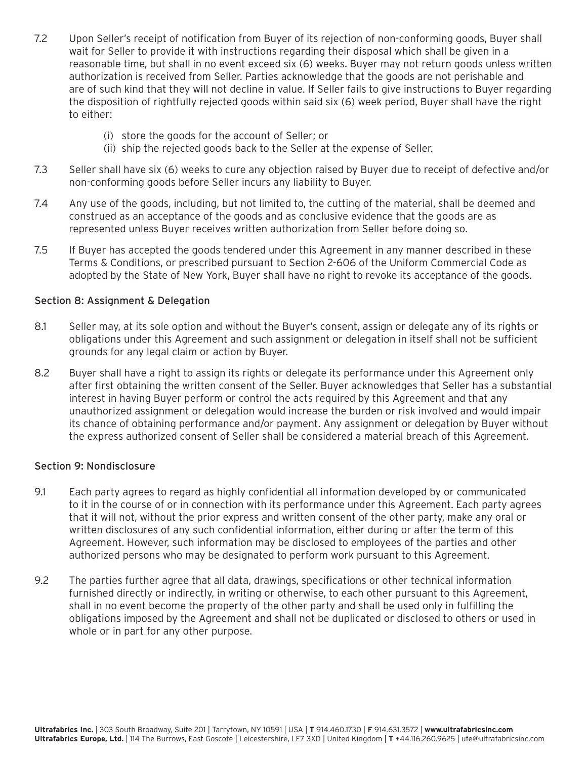7.2 Upon Seller's receipt of notification from Buyer of its rejection of non-conforming goods, Buyer shall wait for Seller to provide it with instructions regarding their disposal which shall be given in a reasonable time, but shall in no event exceed six (6) weeks. Buyer may not return goods unless written authorization is received from Seller. Parties acknowledge that the goods are not perishable and are of such kind that they will not decline in value. If Seller fails to give instructions to Buyer regarding the disposition of rightfully rejected goods within said six (6) week period, Buyer shall have the right to either:

(i) store the goods for the account of Seller; or
(ii) ship the rejected goods back to the Seller at the expense of Seller.

7.3 Seller shall have six (6) weeks to cure any objection raised by Buyer due to receipt of defective and/or non-conforming goods before Seller incurs any liability to Buyer.

7.4 Any use of the goods, including, but not limited to, the cutting of the material, shall be deemed and construed as an acceptance of the goods and as conclusive evidence that the goods are as represented unless Buyer receives written authorization from Seller before doing so.

7.5 If Buyer has accepted the goods tendered under this Agreement in any manner described in these Terms & Conditions, or prescribed pursuant to Section 2-606 of the Uniform Commercial Code as adopted by the State of New York, Buyer shall have no right to revoke its acceptance of the goods.

## Section 8: Assignment & Delegation

8.1 Seller may, at its sole option and without the Buyer's consent, assign or delegate any of its rights or obligations under this Agreement and such assignment or delegation in itself shall not be sufficient grounds for any legal claim or action by Buyer.

8.2 Buyer shall have a right to assign its rights or delegate its performance under this Agreement only after first obtaining the written consent of the Seller. Buyer acknowledges that Seller has a substantial interest in having Buyer perform or control the acts required by this Agreement and that any unauthorized assignment or delegation would increase the burden or risk involved and would impair its chance of obtaining performance and/or payment. Any assignment or delegation by Buyer without the express authorized consent of Seller shall be considered a material breach of this Agreement.

## Section 9: Nondisclosure

9.1 Each party agrees to regard as highly confidential all information developed by or communicated to it in the course of or in connection with its performance under this Agreement. Each party agrees that it will not, without the prior express and written consent of the other party, make any oral or written disclosures of any such confidential information, either during or after the term of this Agreement. However, such information may be disclosed to employees of the parties and other authorized persons who may be designated to perform work pursuant to this Agreement.

9.2 The parties further agree that all data, drawings, specifications or other technical information furnished directly or indirectly, in writing or otherwise, to each other pursuant to this Agreement, shall in no event become the property of the other party and shall be used only in fulfilling the obligations imposed by the Agreement and shall not be duplicated or disclosed to others or used in whole or in part for any other purpose.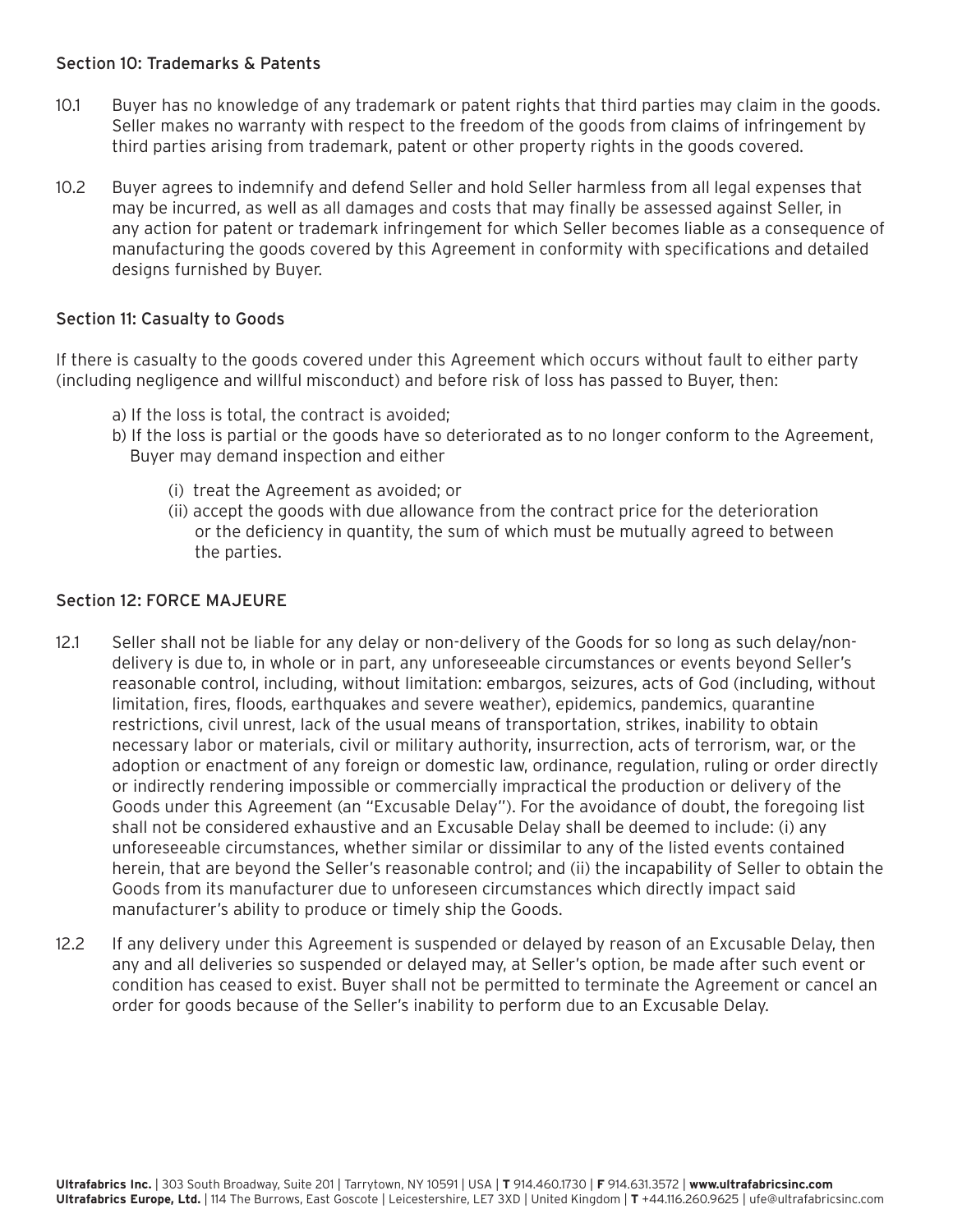## Section 10: Trademarks & Patents

10.1 Buyer has no knowledge of any trademark or patent rights that third parties may claim in the goods. Seller makes no warranty with respect to the freedom of the goods from claims of infringement by third parties arising from trademark, patent or other property rights in the goods covered.

10.2 Buyer agrees to indemnify and defend Seller and hold Seller harmless from all legal expenses that may be incurred, as well as all damages and costs that may finally be assessed against Seller, in any action for patent or trademark infringement for which Seller becomes liable as a consequence of manufacturing the goods covered by this Agreement in conformity with specifications and detailed designs furnished by Buyer.

## Section 11: Casualty to Goods

If there is casualty to the goods covered under this Agreement which occurs without fault to either party (including negligence and willful misconduct) and before risk of loss has passed to Buyer, then:

a) If the loss is total, the contract is avoided;

b) If the loss is partial or the goods have so deteriorated as to no longer conform to the Agreement, Buyer may demand inspection and either

  (i) treat the Agreement as avoided; or

  (ii) accept the goods with due allowance from the contract price for the deterioration or the deficiency in quantity, the sum of which must be mutually agreed to between the parties.

## Section 12: FORCE MAJEURE

12.1 Seller shall not be liable for any delay or non-delivery of the Goods for so long as such delay/non-delivery is due to, in whole or in part, any unforeseeable circumstances or events beyond Seller's reasonable control, including, without limitation: embargos, seizures, acts of God (including, without limitation, fires, floods, earthquakes and severe weather), epidemics, pandemics, quarantine restrictions, civil unrest, lack of the usual means of transportation, strikes, inability to obtain necessary labor or materials, civil or military authority, insurrection, acts of terrorism, war, or the adoption or enactment of any foreign or domestic law, ordinance, regulation, ruling or order directly or indirectly rendering impossible or commercially impractical the production or delivery of the Goods under this Agreement (an "Excusable Delay"). For the avoidance of doubt, the foregoing list shall not be considered exhaustive and an Excusable Delay shall be deemed to include: (i) any unforeseeable circumstances, whether similar or dissimilar to any of the listed events contained herein, that are beyond the Seller's reasonable control; and (ii) the incapability of Seller to obtain the Goods from its manufacturer due to unforeseen circumstances which directly impact said manufacturer's ability to produce or timely ship the Goods.

12.2 If any delivery under this Agreement is suspended or delayed by reason of an Excusable Delay, then any and all deliveries so suspended or delayed may, at Seller's option, be made after such event or condition has ceased to exist. Buyer shall not be permitted to terminate the Agreement or cancel an order for goods because of the Seller's inability to perform due to an Excusable Delay.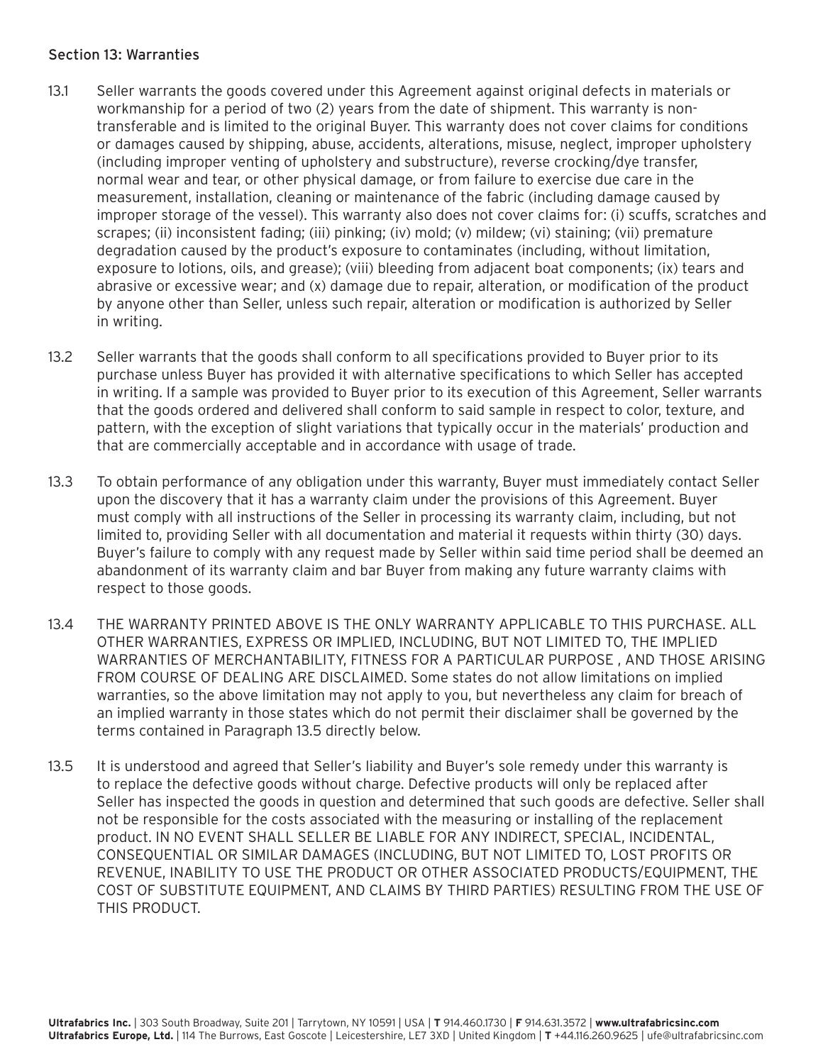### Section 13: Warranties

13.1 Seller warrants the goods covered under this Agreement against original defects in materials or workmanship for a period of two (2) years from the date of shipment. This warranty is non-transferable and is limited to the original Buyer. This warranty does not cover claims for conditions or damages caused by shipping, abuse, accidents, alterations, misuse, neglect, improper upholstery (including improper venting of upholstery and substructure), reverse crocking/dye transfer, normal wear and tear, or other physical damage, or from failure to exercise due care in the measurement, installation, cleaning or maintenance of the fabric (including damage caused by improper storage of the vessel). This warranty also does not cover claims for: (i) scuffs, scratches and scrapes; (ii) inconsistent fading; (iii) pinking; (iv) mold; (v) mildew; (vi) staining; (vii) premature degradation caused by the product's exposure to contaminates (including, without limitation, exposure to lotions, oils, and grease); (viii) bleeding from adjacent boat components; (ix) tears and abrasive or excessive wear; and (x) damage due to repair, alteration, or modification of the product by anyone other than Seller, unless such repair, alteration or modification is authorized by Seller in writing.

13.2 Seller warrants that the goods shall conform to all specifications provided to Buyer prior to its purchase unless Buyer has provided it with alternative specifications to which Seller has accepted in writing. If a sample was provided to Buyer prior to its execution of this Agreement, Seller warrants that the goods ordered and delivered shall conform to said sample in respect to color, texture, and pattern, with the exception of slight variations that typically occur in the materials' production and that are commercially acceptable and in accordance with usage of trade.

13.3 To obtain performance of any obligation under this warranty, Buyer must immediately contact Seller upon the discovery that it has a warranty claim under the provisions of this Agreement. Buyer must comply with all instructions of the Seller in processing its warranty claim, including, but not limited to, providing Seller with all documentation and material it requests within thirty (30) days. Buyer's failure to comply with any request made by Seller within said time period shall be deemed an abandonment of its warranty claim and bar Buyer from making any future warranty claims with respect to those goods.

13.4 THE WARRANTY PRINTED ABOVE IS THE ONLY WARRANTY APPLICABLE TO THIS PURCHASE. ALL OTHER WARRANTIES, EXPRESS OR IMPLIED, INCLUDING, BUT NOT LIMITED TO, THE IMPLIED WARRANTIES OF MERCHANTABILITY, FITNESS FOR A PARTICULAR PURPOSE , AND THOSE ARISING FROM COURSE OF DEALING ARE DISCLAIMED. Some states do not allow limitations on implied warranties, so the above limitation may not apply to you, but nevertheless any claim for breach of an implied warranty in those states which do not permit their disclaimer shall be governed by the terms contained in Paragraph 13.5 directly below.

13.5 It is understood and agreed that Seller's liability and Buyer's sole remedy under this warranty is to replace the defective goods without charge. Defective products will only be replaced after Seller has inspected the goods in question and determined that such goods are defective. Seller shall not be responsible for the costs associated with the measuring or installing of the replacement product. IN NO EVENT SHALL SELLER BE LIABLE FOR ANY INDIRECT, SPECIAL, INCIDENTAL, CONSEQUENTIAL OR SIMILAR DAMAGES (INCLUDING, BUT NOT LIMITED TO, LOST PROFITS OR REVENUE, INABILITY TO USE THE PRODUCT OR OTHER ASSOCIATED PRODUCTS/EQUIPMENT, THE COST OF SUBSTITUTE EQUIPMENT, AND CLAIMS BY THIRD PARTIES) RESULTING FROM THE USE OF THIS PRODUCT.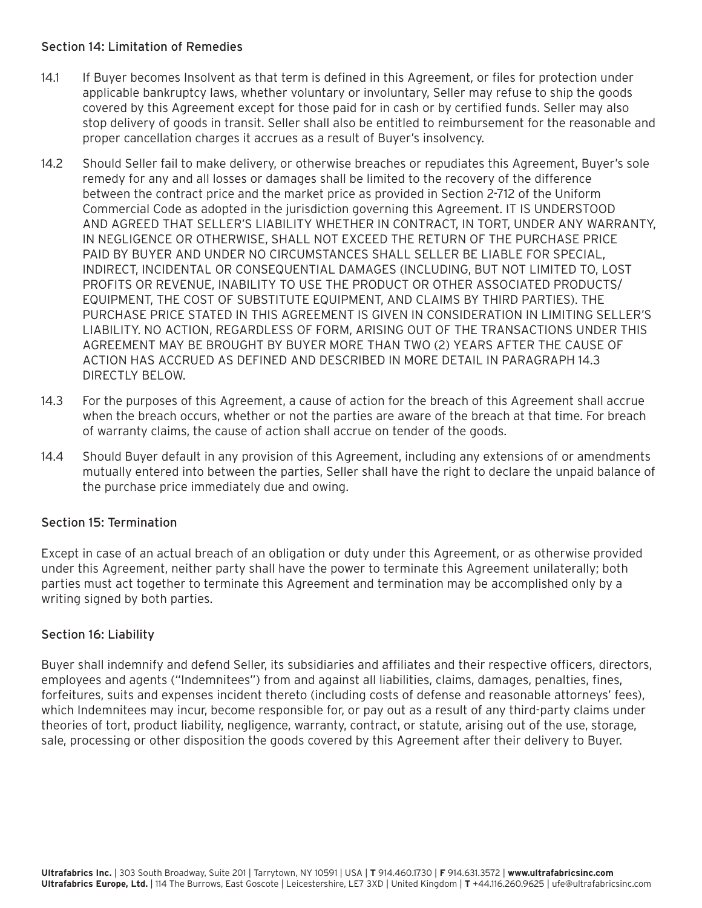### Section 14: Limitation of Remedies

14.1 If Buyer becomes Insolvent as that term is defined in this Agreement, or files for protection under applicable bankruptcy laws, whether voluntary or involuntary, Seller may refuse to ship the goods covered by this Agreement except for those paid for in cash or by certified funds. Seller may also stop delivery of goods in transit. Seller shall also be entitled to reimbursement for the reasonable and proper cancellation charges it accrues as a result of Buyer's insolvency.

14.2 Should Seller fail to make delivery, or otherwise breaches or repudiates this Agreement, Buyer's sole remedy for any and all losses or damages shall be limited to the recovery of the difference between the contract price and the market price as provided in Section 2-712 of the Uniform Commercial Code as adopted in the jurisdiction governing this Agreement. IT IS UNDERSTOOD AND AGREED THAT SELLER'S LIABILITY WHETHER IN CONTRACT, IN TORT, UNDER ANY WARRANTY, IN NEGLIGENCE OR OTHERWISE, SHALL NOT EXCEED THE RETURN OF THE PURCHASE PRICE PAID BY BUYER AND UNDER NO CIRCUMSTANCES SHALL SELLER BE LIABLE FOR SPECIAL, INDIRECT, INCIDENTAL OR CONSEQUENTIAL DAMAGES (INCLUDING, BUT NOT LIMITED TO, LOST PROFITS OR REVENUE, INABILITY TO USE THE PRODUCT OR OTHER ASSOCIATED PRODUCTS/ EQUIPMENT, THE COST OF SUBSTITUTE EQUIPMENT, AND CLAIMS BY THIRD PARTIES). THE PURCHASE PRICE STATED IN THIS AGREEMENT IS GIVEN IN CONSIDERATION IN LIMITING SELLER'S LIABILITY. NO ACTION, REGARDLESS OF FORM, ARISING OUT OF THE TRANSACTIONS UNDER THIS AGREEMENT MAY BE BROUGHT BY BUYER MORE THAN TWO (2) YEARS AFTER THE CAUSE OF ACTION HAS ACCRUED AS DEFINED AND DESCRIBED IN MORE DETAIL IN PARAGRAPH 14.3 DIRECTLY BELOW.

14.3 For the purposes of this Agreement, a cause of action for the breach of this Agreement shall accrue when the breach occurs, whether or not the parties are aware of the breach at that time. For breach of warranty claims, the cause of action shall accrue on tender of the goods.

14.4 Should Buyer default in any provision of this Agreement, including any extensions of or amendments mutually entered into between the parties, Seller shall have the right to declare the unpaid balance of the purchase price immediately due and owing.

### Section 15: Termination

Except in case of an actual breach of an obligation or duty under this Agreement, or as otherwise provided under this Agreement, neither party shall have the power to terminate this Agreement unilaterally; both parties must act together to terminate this Agreement and termination may be accomplished only by a writing signed by both parties.

### Section 16: Liability

Buyer shall indemnify and defend Seller, its subsidiaries and affiliates and their respective officers, directors, employees and agents ("Indemnitees") from and against all liabilities, claims, damages, penalties, fines, forfeitures, suits and expenses incident thereto (including costs of defense and reasonable attorneys' fees), which Indemnitees may incur, become responsible for, or pay out as a result of any third-party claims under theories of tort, product liability, negligence, warranty, contract, or statute, arising out of the use, storage, sale, processing or other disposition the goods covered by this Agreement after their delivery to Buyer.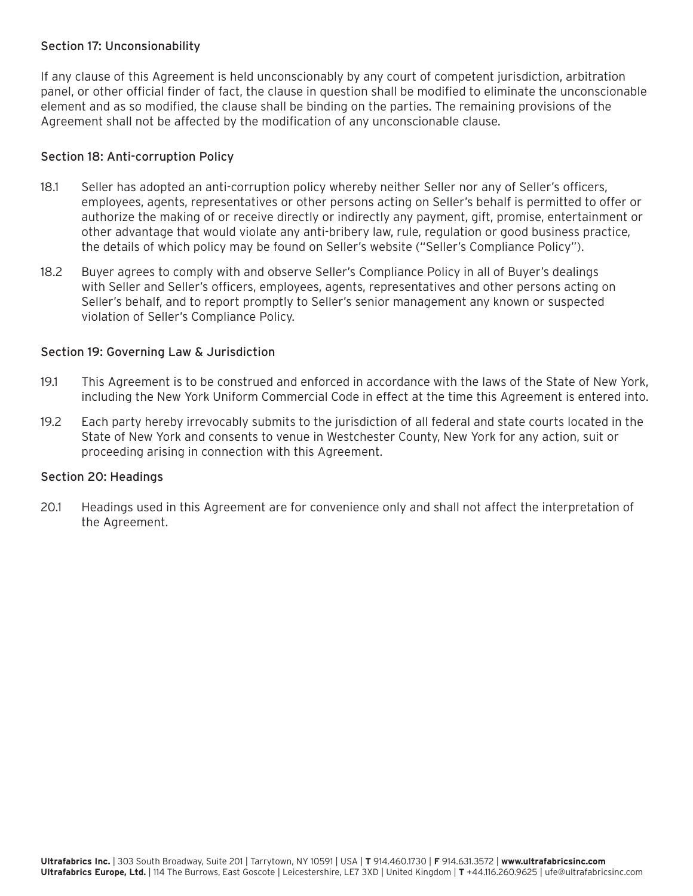## Section 17: Unconsionability

If any clause of this Agreement is held unconscionably by any court of competent jurisdiction, arbitration panel, or other official finder of fact, the clause in question shall be modified to eliminate the unconscionable element and as so modified, the clause shall be binding on the parties. The remaining provisions of the Agreement shall not be affected by the modification of any unconscionable clause.

## Section 18: Anti-corruption Policy

18.1 Seller has adopted an anti-corruption policy whereby neither Seller nor any of Seller's officers, employees, agents, representatives or other persons acting on Seller's behalf is permitted to offer or authorize the making of or receive directly or indirectly any payment, gift, promise, entertainment or other advantage that would violate any anti-bribery law, rule, regulation or good business practice, the details of which policy may be found on Seller's website ("Seller's Compliance Policy").

18.2 Buyer agrees to comply with and observe Seller's Compliance Policy in all of Buyer's dealings with Seller and Seller's officers, employees, agents, representatives and other persons acting on Seller's behalf, and to report promptly to Seller's senior management any known or suspected violation of Seller's Compliance Policy.

## Section 19: Governing Law & Jurisdiction

19.1 This Agreement is to be construed and enforced in accordance with the laws of the State of New York, including the New York Uniform Commercial Code in effect at the time this Agreement is entered into.

19.2 Each party hereby irrevocably submits to the jurisdiction of all federal and state courts located in the State of New York and consents to venue in Westchester County, New York for any action, suit or proceeding arising in connection with this Agreement.

## Section 20: Headings

20.1 Headings used in this Agreement are for convenience only and shall not affect the interpretation of the Agreement.